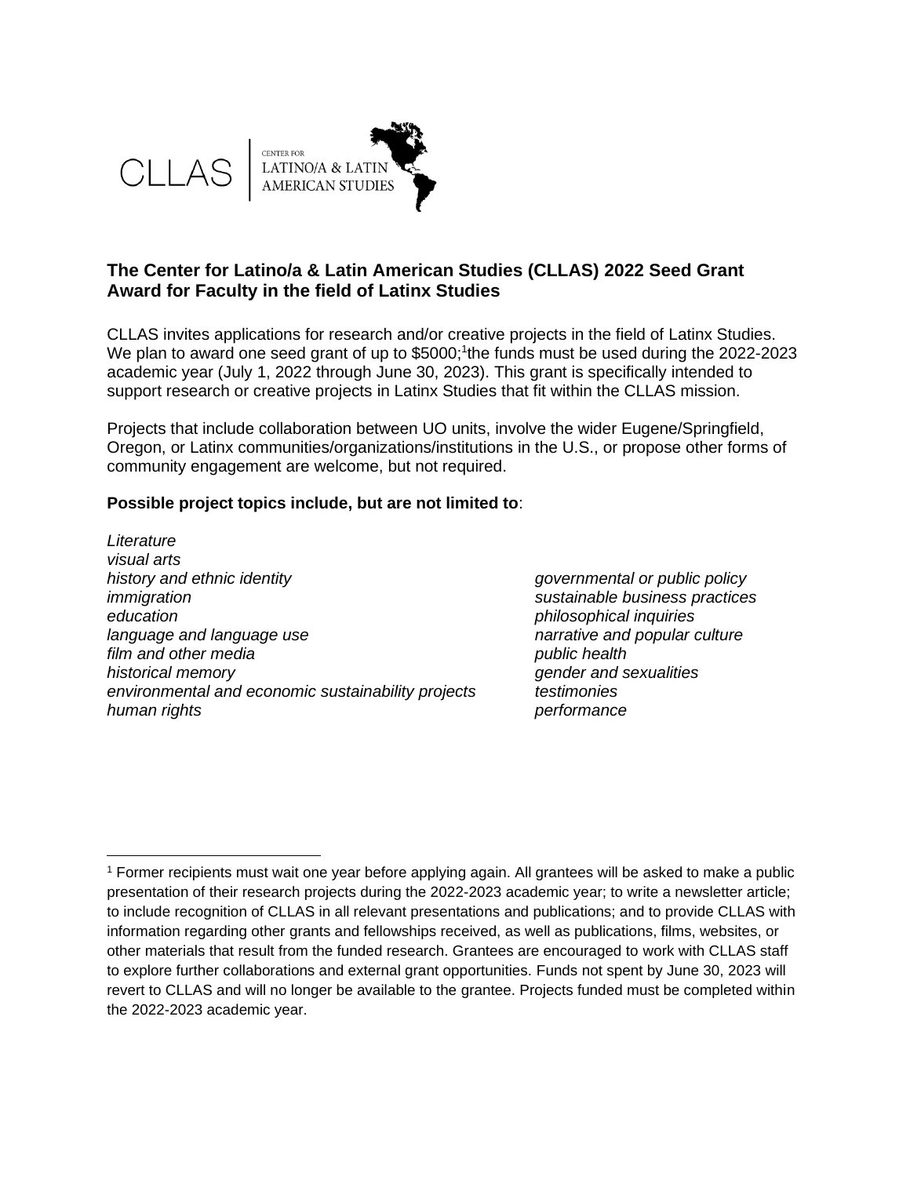CLLAS | CENTER FOR LATINO/A & LATIN AMERICAN STUDIES

## The Center for Latino/a & Latin American Studies (CLLAS) 2022 Seed Grant Award for Faculty in the field of Latinx Studies

CLLAS invites applications for research and/or creative projects in the field of Latinx Studies. We plan to award one seed grant of up to $5000;[1] the funds must be used during the 2022-2023 academic year (July 1, 2022 through June 30, 2023). This grant is specifically intended to support research or creative projects in Latinx Studies that fit within the CLLAS mission.

Projects that include collaboration between UO units, involve the wider Eugene/Springfield, Oregon, or Latinx communities/organizations/institutions in the U.S., or propose other forms of community engagement are welcome, but not required.

**Possible project topics include, but are not limited to**:

*Literature*
*visual arts*
*history and ethnic identity*
*immigration*
*education*
*language and language use*
*film and other media*
*historical memory*
*environmental and economic sustainability projects*
*human rights*
*governmental or public policy*
*sustainable business practices*
*philosophical inquiries*
*narrative and popular culture*
*public health*
*gender and sexualities*
*testimonies*
*performance*

---

[1] Former recipients must wait one year before applying again. All grantees will be asked to make a public presentation of their research projects during the 2022-2023 academic year; to write a newsletter article; to include recognition of CLLAS in all relevant presentations and publications; and to provide CLLAS with information regarding other grants and fellowships received, as well as publications, films, websites, or other materials that result from the funded research. Grantees are encouraged to work with CLLAS staff to explore further collaborations and external grant opportunities. Funds not spent by June 30, 2023 will revert to CLLAS and will no longer be available to the grantee. Projects funded must be completed within the 2022-2023 academic year.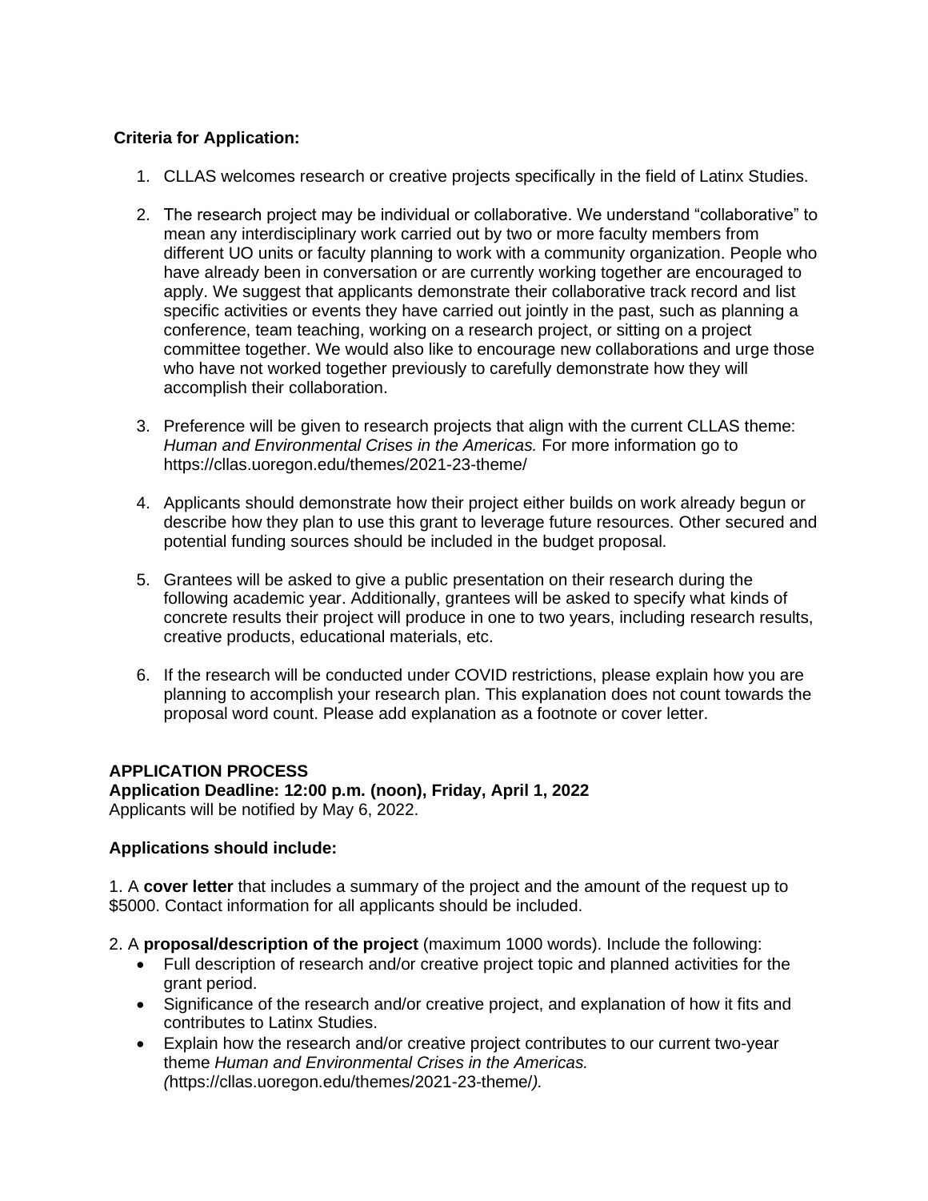**Criteria for Application:**

1. CLLAS welcomes research or creative projects specifically in the field of Latinx Studies.

2. The research project may be individual or collaborative. We understand “collaborative” to mean any interdisciplinary work carried out by two or more faculty members from different UO units or faculty planning to work with a community organization. People who have already been in conversation or are currently working together are encouraged to apply. We suggest that applicants demonstrate their collaborative track record and list specific activities or events they have carried out jointly in the past, such as planning a conference, team teaching, working on a research project, or sitting on a project committee together. We would also like to encourage new collaborations and urge those who have not worked together previously to carefully demonstrate how they will accomplish their collaboration.

3. Preference will be given to research projects that align with the current CLLAS theme: *Human and Environmental Crises in the Americas.* For more information go to https://cllas.uoregon.edu/themes/2021-23-theme/

4. Applicants should demonstrate how their project either builds on work already begun or describe how they plan to use this grant to leverage future resources. Other secured and potential funding sources should be included in the budget proposal.

5. Grantees will be asked to give a public presentation on their research during the following academic year. Additionally, grantees will be asked to specify what kinds of concrete results their project will produce in one to two years, including research results, creative products, educational materials, etc.

6. If the research will be conducted under COVID restrictions, please explain how you are planning to accomplish your research plan. This explanation does not count towards the proposal word count. Please add explanation as a footnote or cover letter.

**APPLICATION PROCESS**

**Application Deadline: 12:00 p.m. (noon), Friday, April 1, 2022**

Applicants will be notified by May 6, 2022.

**Applications should include:**

1. A **cover letter** that includes a summary of the project and the amount of the request up to $5000. Contact information for all applicants should be included.

2. A **proposal/description of the project** (maximum 1000 words). Include the following:

- Full description of research and/or creative project topic and planned activities for the grant period.
- Significance of the research and/or creative project, and explanation of how it fits and contributes to Latinx Studies.
- Explain how the research and/or creative project contributes to our current two-year theme *Human and Environmental Crises in the Americas. (*https://cllas.uoregon.edu/themes/2021-23-theme/*).*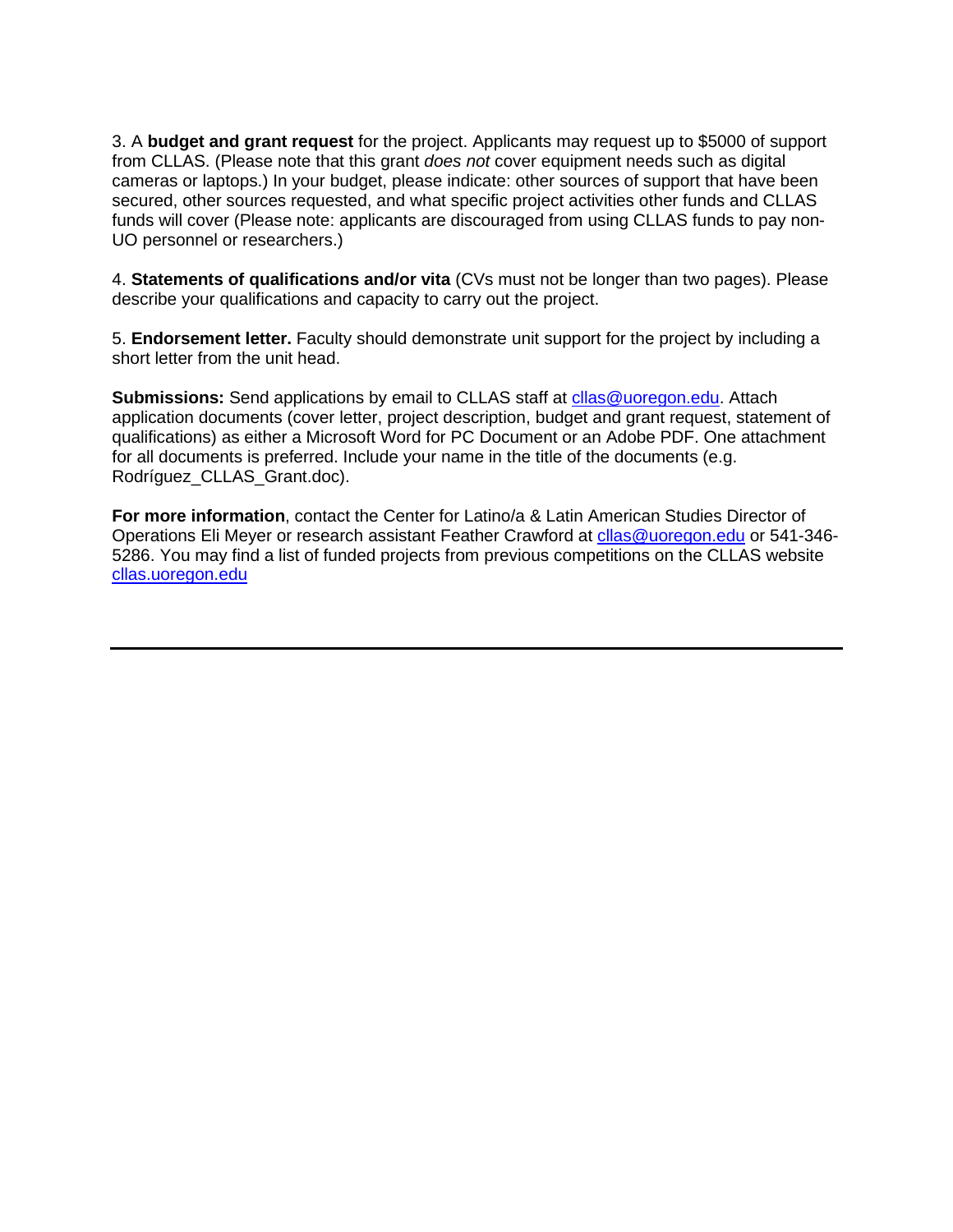3. A **budget and grant request** for the project. Applicants may request up to $5000 of support from CLLAS. (Please note that this grant *does not* cover equipment needs such as digital cameras or laptops.) In your budget, please indicate: other sources of support that have been secured, other sources requested, and what specific project activities other funds and CLLAS funds will cover (Please note: applicants are discouraged from using CLLAS funds to pay non-UO personnel or researchers.)

4. **Statements of qualifications and/or vita** (CVs must not be longer than two pages). Please describe your qualifications and capacity to carry out the project.

5. **Endorsement letter.** Faculty should demonstrate unit support for the project by including a short letter from the unit head.

**Submissions:** Send applications by email to CLLAS staff at [cllas@uoregon.edu](mailto:cllas@uoregon.edu). Attach application documents (cover letter, project description, budget and grant request, statement of qualifications) as either a Microsoft Word for PC Document or an Adobe PDF. One attachment for all documents is preferred. Include your name in the title of the documents (e.g. Rodríguez_CLLAS_Grant.doc).

**For more information**, contact the Center for Latino/a & Latin American Studies Director of Operations Eli Meyer or research assistant Feather Crawford at [cllas@uoregon.edu](mailto:cllas@uoregon.edu) or 541-346-5286. You may find a list of funded projects from previous competitions on the CLLAS website [cllas.uoregon.edu](http://cllas.uoregon.edu)

---